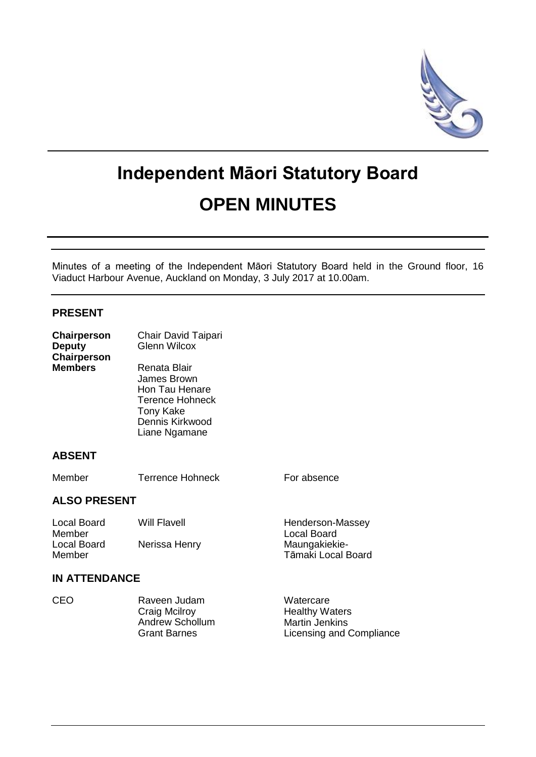# Independent Māori Statutory Board

# OPEN MINUTES

Minutes of a meeting of the Independent Māori Statutory Board held in the Ground floor, 16 Viaduct Harbour Avenue, Auckland on Monday, 3 July 2017 at 10.00am.

## PRESENT

| | |
|---|---|
| **Chairperson** | Chair David Taipari |
| **Deputy Chairperson** | Glenn Wilcox |
| **Members** | Renata Blair |
| | James Brown |
| | Hon Tau Henare |
| | Terence Hohneck |
| | Tony Kake |
| | Dennis Kirkwood |
| | Liane Ngamane |

## ABSENT

| | | |
|---|---|---|
| Member | Terrence Hohneck | For absence |

## ALSO PRESENT

| | | |
|---|---|---|
| Local Board Member | Will Flavell | Henderson-Massey Local Board |
| Local Board Member | Nerissa Henry | Maungakiekie-Tāmaki Local Board |

## IN ATTENDANCE

| | | |
|---|---|---|
| CEO | Raveen Judam | Watercare |
| | Craig Mcilroy | Healthy Waters |
| | Andrew Schollum | Martin Jenkins |
| | Grant Barnes | Licensing and Compliance |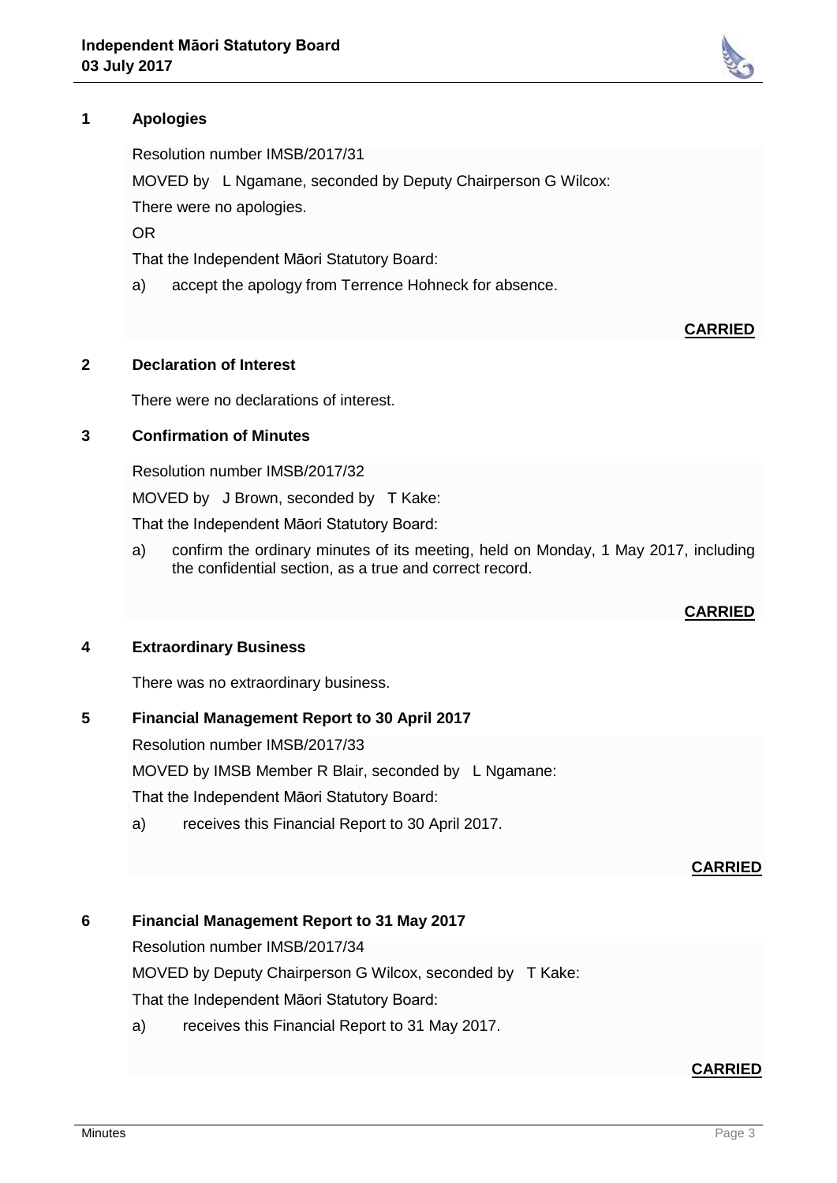## 1 Apologies

Resolution number IMSB/2017/31

MOVED by L Ngamane, seconded by Deputy Chairperson G Wilcox:

There were no apologies.

OR

That the Independent Māori Statutory Board:

a) accept the apology from Terrence Hohneck for absence.

**CARRIED**

## 2 Declaration of Interest

There were no declarations of interest.

## 3 Confirmation of Minutes

Resolution number IMSB/2017/32

MOVED by J Brown, seconded by T Kake:

That the Independent Māori Statutory Board:

a) confirm the ordinary minutes of its meeting, held on Monday, 1 May 2017, including the confidential section, as a true and correct record.

**CARRIED**

## 4 Extraordinary Business

There was no extraordinary business.

## 5 Financial Management Report to 30 April 2017

Resolution number IMSB/2017/33

MOVED by IMSB Member R Blair, seconded by L Ngamane:

That the Independent Māori Statutory Board:

a) receives this Financial Report to 30 April 2017.

**CARRIED**

## 6 Financial Management Report to 31 May 2017

Resolution number IMSB/2017/34

MOVED by Deputy Chairperson G Wilcox, seconded by T Kake:

That the Independent Māori Statutory Board:

a) receives this Financial Report to 31 May 2017.

**CARRIED**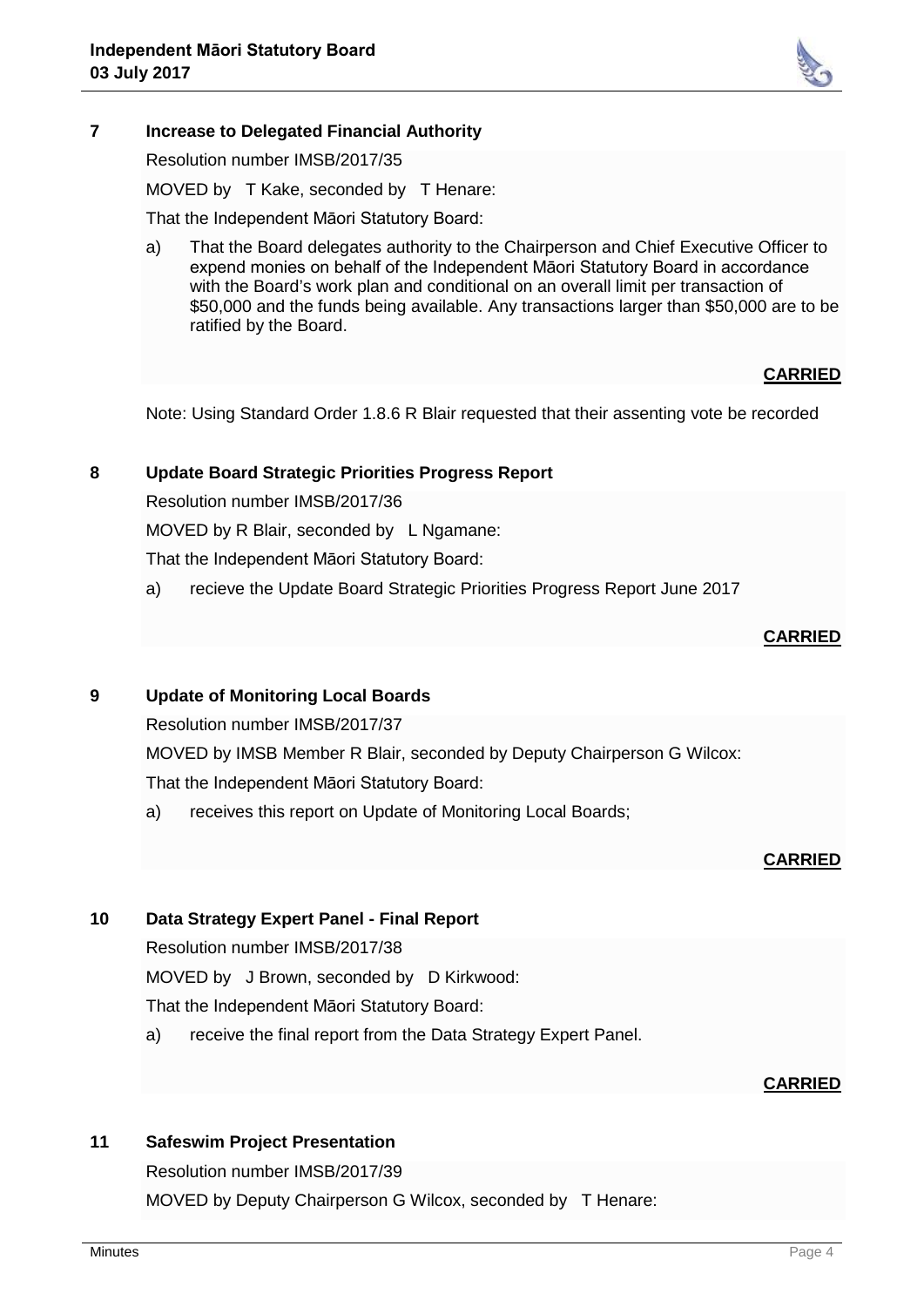## 7 Increase to Delegated Financial Authority

Resolution number IMSB/2017/35

MOVED by T Kake, seconded by T Henare:

That the Independent Māori Statutory Board:

a) That the Board delegates authority to the Chairperson and Chief Executive Officer to expend monies on behalf of the Independent Māori Statutory Board in accordance with the Board's work plan and conditional on an overall limit per transaction of $50,000 and the funds being available. Any transactions larger than $50,000 are to be ratified by the Board.

**CARRIED**

Note: Using Standard Order 1.8.6 R Blair requested that their assenting vote be recorded

## 8 Update Board Strategic Priorities Progress Report

Resolution number IMSB/2017/36

MOVED by R Blair, seconded by L Ngamane:

That the Independent Māori Statutory Board:

a) recieve the Update Board Strategic Priorities Progress Report June 2017

**CARRIED**

## 9 Update of Monitoring Local Boards

Resolution number IMSB/2017/37

MOVED by IMSB Member R Blair, seconded by Deputy Chairperson G Wilcox:

That the Independent Māori Statutory Board:

a) receives this report on Update of Monitoring Local Boards;

**CARRIED**

## 10 Data Strategy Expert Panel - Final Report

Resolution number IMSB/2017/38

MOVED by J Brown, seconded by D Kirkwood:

That the Independent Māori Statutory Board:

a) receive the final report from the Data Strategy Expert Panel.

**CARRIED**

## 11 Safeswim Project Presentation

Resolution number IMSB/2017/39

MOVED by Deputy Chairperson G Wilcox, seconded by T Henare: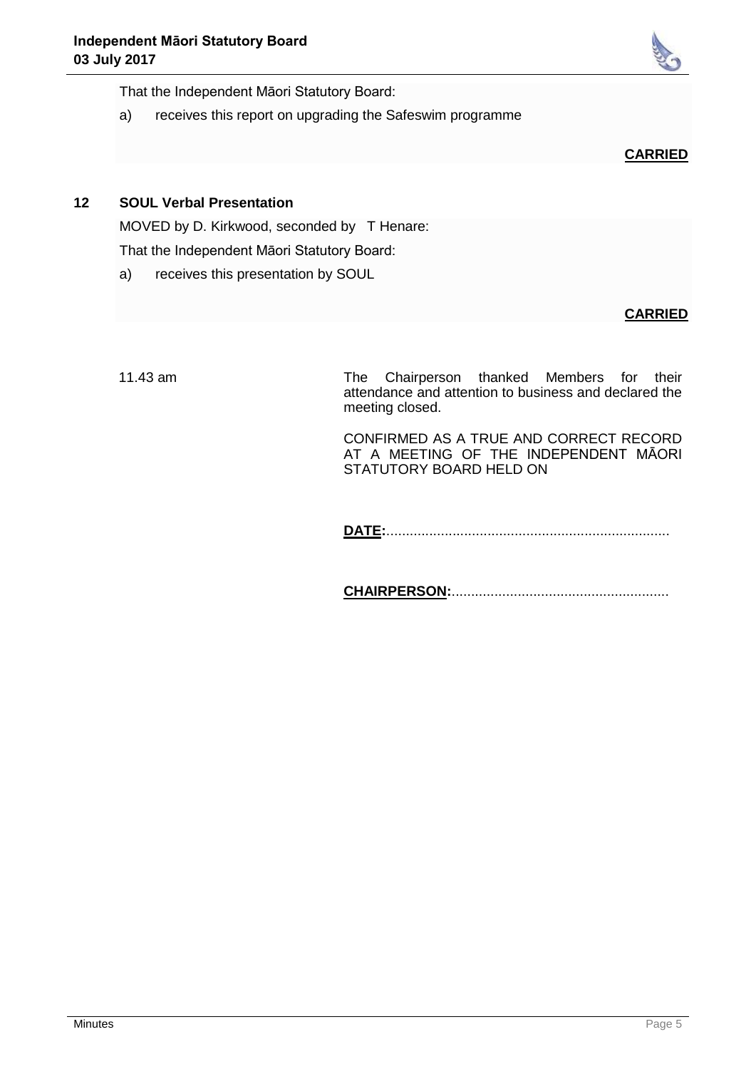That the Independent Māori Statutory Board:

a) receives this report on upgrading the Safeswim programme

**CARRIED**

## 12 SOUL Verbal Presentation

MOVED by D. Kirkwood, seconded by T Henare:

That the Independent Māori Statutory Board:

a) receives this presentation by SOUL

**CARRIED**

11.43 am The Chairperson thanked Members for their attendance and attention to business and declared the meeting closed.

CONFIRMED AS A TRUE AND CORRECT RECORD AT A MEETING OF THE INDEPENDENT MĀORI STATUTORY BOARD HELD ON

**DATE:**.........................................................................

**CHAIRPERSON:**........................................................